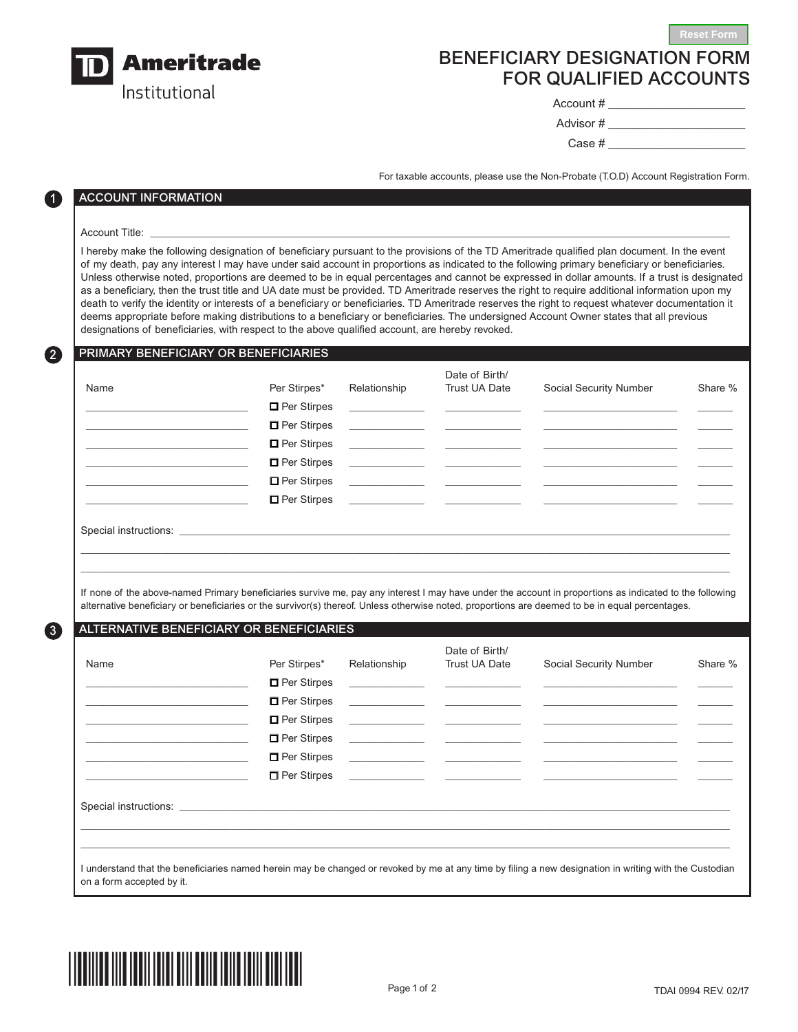TD Ameritrade Institutional

# BENEFICIARY DESIGNATION FORM FOR QUALIFIED ACCOUNTS

Account # ____________________

Advisor # ____________________

Case # ____________________

For taxable accounts, please use the Non-Probate (T.O.D) Account Registration Form.

## 1 ACCOUNT INFORMATION

Account Title: ______________________________________________________________

I hereby make the following designation of beneficiary pursuant to the provisions of the TD Ameritrade qualified plan document. In the event of my death, pay any interest I may have under said account in proportions as indicated to the following primary beneficiary or beneficiaries. Unless otherwise noted, proportions are deemed to be in equal percentages and cannot be expressed in dollar amounts. If a trust is designated as a beneficiary, then the trust title and UA date must be provided. TD Ameritrade reserves the right to require additional information upon my death to verify the identity or interests of a beneficiary or beneficiaries. TD Ameritrade reserves the right to request whatever documentation it deems appropriate before making distributions to a beneficiary or beneficiaries. The undersigned Account Owner states that all previous designations of beneficiaries, with respect to the above qualified account, are hereby revoked.

## 2 PRIMARY BENEFICIARY OR BENEFICIARIES

| Name | Per Stirpes* | Relationship | Date of Birth/ Trust UA Date | Social Security Number | Share % |
|---|---|---|---|---|---|
| | ☐ Per Stirpes | | | | |
| | ☐ Per Stirpes | | | | |
| | ☐ Per Stirpes | | | | |
| | ☐ Per Stirpes | | | | |
| | ☐ Per Stirpes | | | | |
| | ☐ Per Stirpes | | | | |

Special instructions: ______________________________________________________________

If none of the above-named Primary beneficiaries survive me, pay any interest I may have under the account in proportions as indicated to the following alternative beneficiary or beneficiaries or the survivor(s) thereof. Unless otherwise noted, proportions are deemed to be in equal percentages.

## 3 ALTERNATIVE BENEFICIARY OR BENEFICIARIES

| Name | Per Stirpes* | Relationship | Date of Birth/ Trust UA Date | Social Security Number | Share % |
|---|---|---|---|---|---|
| | ☐ Per Stirpes | | | | |
| | ☐ Per Stirpes | | | | |
| | ☐ Per Stirpes | | | | |
| | ☐ Per Stirpes | | | | |
| | ☐ Per Stirpes | | | | |
| | ☐ Per Stirpes | | | | |

Special instructions: ______________________________________________________________

I understand that the beneficiaries named herein may be changed or revoked by me at any time by filing a new designation in writing with the Custodian on a form accepted by it.

TDAI 0994 REV. 02/17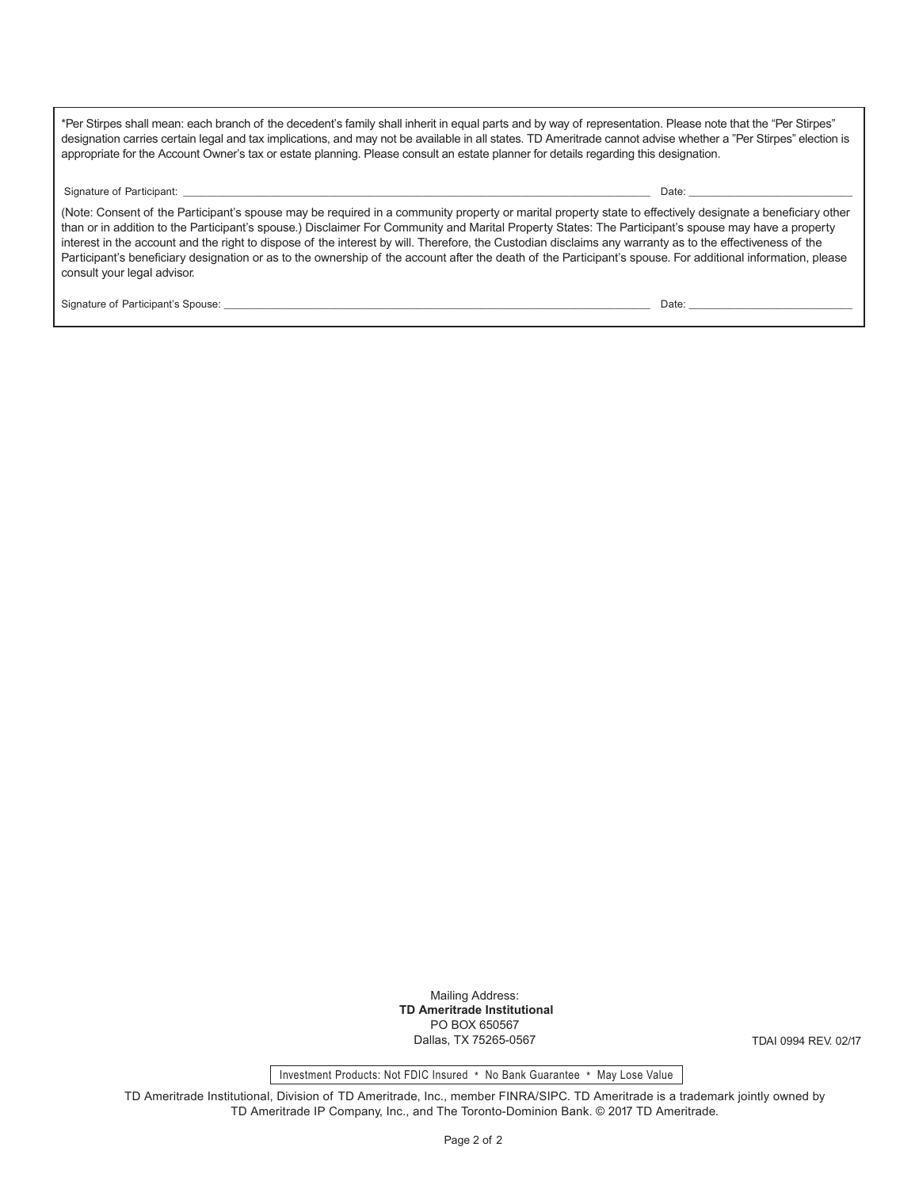*Per Stirpes shall mean: each branch of the decedent's family shall inherit in equal parts and by way of representation. Please note that the "Per Stirpes" designation carries certain legal and tax implications, and may not be available in all states. TD Ameritrade cannot advise whether a "Per Stirpes" election is appropriate for the Account Owner's tax or estate planning. Please consult an estate planner for details regarding this designation.

Signature of Participant: ______________________________ Date: ______________

(Note: Consent of the Participant's spouse may be required in a community property or marital property state to effectively designate a beneficiary other than or in addition to the Participant's spouse.) Disclaimer For Community and Marital Property States: The Participant's spouse may have a property interest in the account and the right to dispose of the interest by will. Therefore, the Custodian disclaims any warranty as to the effectiveness of the Participant's beneficiary designation or as to the ownership of the account after the death of the Participant's spouse. For additional information, please consult your legal advisor.

Signature of Participant's Spouse: ______________________________ Date: ______________

Mailing Address:
**TD Ameritrade Institutional**
PO BOX 650567
Dallas, TX 75265-0567

TDAI 0994 REV. 02/17

Investment Products: Not FDIC Insured * No Bank Guarantee * May Lose Value

TD Ameritrade Institutional, Division of TD Ameritrade, Inc., member FINRA/SIPC. TD Ameritrade is a trademark jointly owned by TD Ameritrade IP Company, Inc., and The Toronto-Dominion Bank. © 2017 TD Ameritrade.